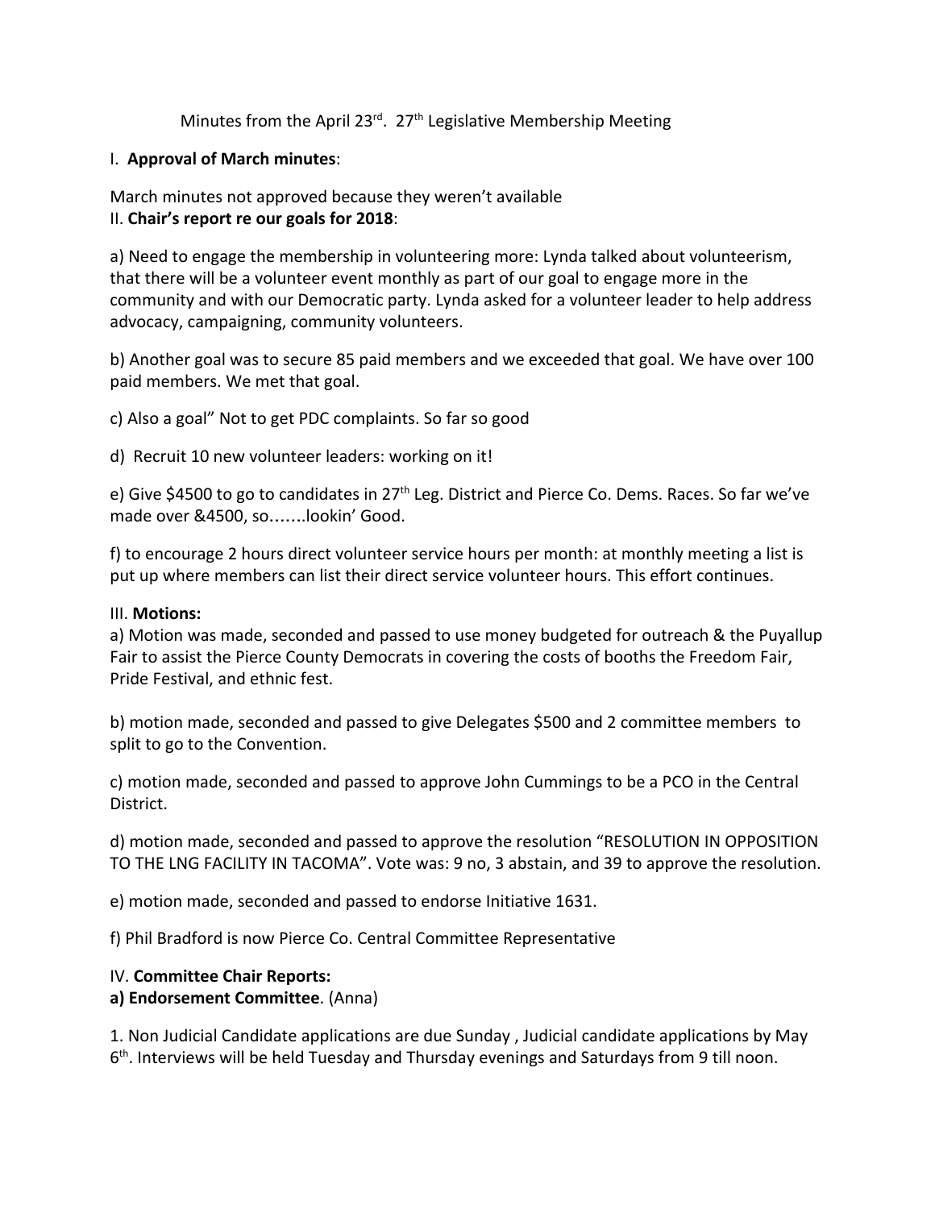Minutes from the April 23rd. 27th Legislative Membership Meeting

I. **Approval of March minutes**:

March minutes not approved because they weren't available

II. **Chair's report re our goals for 2018**:

a) Need to engage the membership in volunteering more: Lynda talked about volunteerism, that there will be a volunteer event monthly as part of our goal to engage more in the community and with our Democratic party. Lynda asked for a volunteer leader to help address advocacy, campaigning, community volunteers.

b) Another goal was to secure 85 paid members and we exceeded that goal. We have over 100 paid members. We met that goal.

c) Also a goal" Not to get PDC complaints. So far so good

d) Recruit 10 new volunteer leaders: working on it!

e) Give $4500 to go to candidates in 27th Leg. District and Pierce Co. Dems. Races. So far we've made over &4500, so.......lookin' Good.

f) to encourage 2 hours direct volunteer service hours per month: at monthly meeting a list is put up where members can list their direct service volunteer hours. This effort continues.

III. **Motions:**

a) Motion was made, seconded and passed to use money budgeted for outreach & the Puyallup Fair to assist the Pierce County Democrats in covering the costs of booths the Freedom Fair, Pride Festival, and ethnic fest.

b) motion made, seconded and passed to give Delegates $500 and 2 committee members to split to go to the Convention.

c) motion made, seconded and passed to approve John Cummings to be a PCO in the Central District.

d) motion made, seconded and passed to approve the resolution "RESOLUTION IN OPPOSITION TO THE LNG FACILITY IN TACOMA". Vote was: 9 no, 3 abstain, and 39 to approve the resolution.

e) motion made, seconded and passed to endorse Initiative 1631.

f) Phil Bradford is now Pierce Co. Central Committee Representative

IV. **Committee Chair Reports:**

**a) Endorsement Committee**. (Anna)

1. Non Judicial Candidate applications are due Sunday , Judicial candidate applications by May 6th. Interviews will be held Tuesday and Thursday evenings and Saturdays from 9 till noon.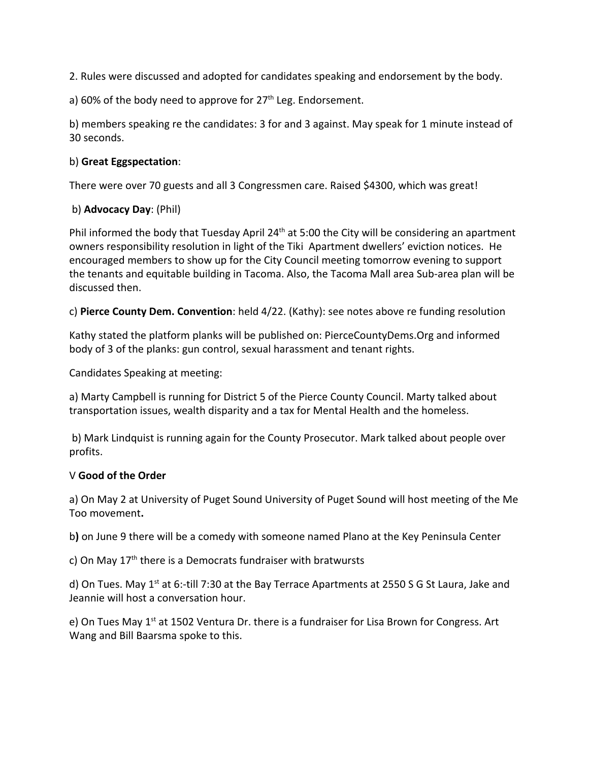2. Rules were discussed and adopted for candidates speaking and endorsement by the body.

a) 60% of the body need to approve for 27th Leg. Endorsement.

b) members speaking re the candidates: 3 for and 3 against. May speak for 1 minute instead of 30 seconds.

b) **Great Eggspectation**:

There were over 70 guests and all 3 Congressmen care. Raised $4300, which was great!

b) **Advocacy Day**: (Phil)

Phil informed the body that Tuesday April 24th at 5:00 the City will be considering an apartment owners responsibility resolution in light of the Tiki Apartment dwellers' eviction notices. He encouraged members to show up for the City Council meeting tomorrow evening to support the tenants and equitable building in Tacoma. Also, the Tacoma Mall area Sub-area plan will be discussed then.

c) **Pierce County Dem. Convention**: held 4/22. (Kathy): see notes above re funding resolution

Kathy stated the platform planks will be published on: PierceCountyDems.Org and informed body of 3 of the planks: gun control, sexual harassment and tenant rights.

Candidates Speaking at meeting:

a) Marty Campbell is running for District 5 of the Pierce County Council. Marty talked about transportation issues, wealth disparity and a tax for Mental Health and the homeless.

b) Mark Lindquist is running again for the County Prosecutor. Mark talked about people over profits.

V **Good of the Order**

a) On May 2 at University of Puget Sound University of Puget Sound will host meeting of the Me Too movement**.**

b**)** on June 9 there will be a comedy with someone named Plano at the Key Peninsula Center

c) On May 17th there is a Democrats fundraiser with bratwursts

d) On Tues. May 1st at 6:-till 7:30 at the Bay Terrace Apartments at 2550 S G St Laura, Jake and Jeannie will host a conversation hour.

e) On Tues May 1st at 1502 Ventura Dr. there is a fundraiser for Lisa Brown for Congress. Art Wang and Bill Baarsma spoke to this.